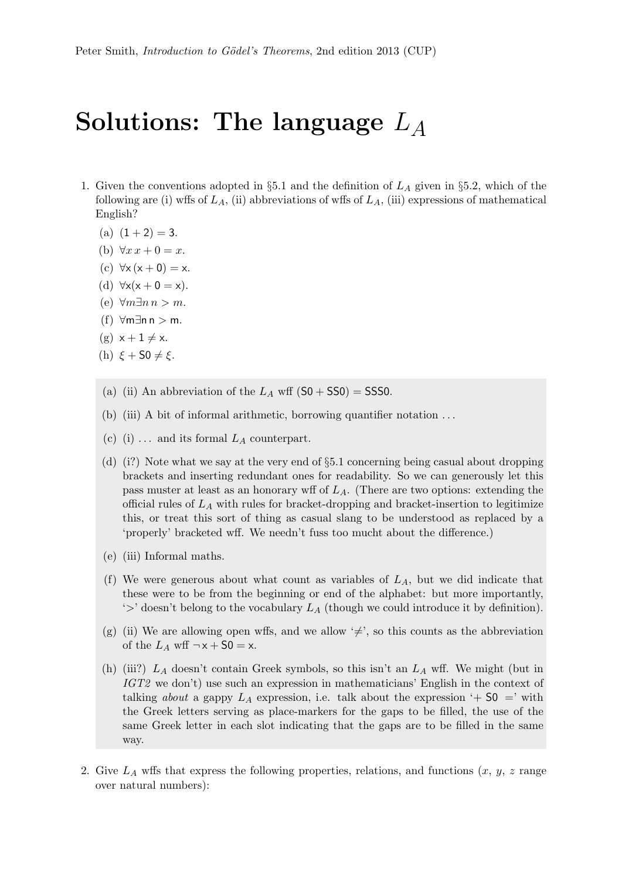Peter Smith, *Introduction to Gödel's Theorems*, 2nd edition 2013 (CUP)

# Solutions: The language $L_A$

1. Given the conventions adopted in §5.1 and the definition of $L_A$ given in §5.2, which of the following are (i) wffs of $L_A$, (ii) abbreviations of wffs of $L_A$, (iii) expressions of mathematical English?

   (a) $(1 + 2) = 3$.

   (b) $\forall x\, x + 0 = x$.

   (c) $\forall \mathsf{x}\, (\mathsf{x} + 0) = \mathsf{x}$.

   (d) $\forall \mathsf{x}(\mathsf{x} + 0 = \mathsf{x})$.

   (e) $\forall m \exists n\, n > m$.

   (f) $\forall \mathsf{m} \exists \mathsf{n}\, \mathsf{n} > \mathsf{m}$.

   (g) $\mathsf{x} + 1 \neq \mathsf{x}$.

   (h) $\xi + \mathsf{S0} \neq \xi$.

   (a) (ii) An abbreviation of the $L_A$ wff $(\mathsf{S0} + \mathsf{SS0}) = \mathsf{SSS0}$.

   (b) (iii) A bit of informal arithmetic, borrowing quantifier notation ...

   (c) (i) ... and its formal $L_A$ counterpart.

   (d) (i?) Note what we say at the very end of §5.1 concerning being casual about dropping brackets and inserting redundant ones for readability. So we can generously let this pass muster at least as an honorary wff of $L_A$. (There are two options: extending the official rules of $L_A$ with rules for bracket-dropping and bracket-insertion to legitimize this, or treat this sort of thing as casual slang to be understood as replaced by a 'properly' bracketed wff. We needn't fuss too mucht about the difference.)

   (e) (iii) Informal maths.

   (f) We were generous about what count as variables of $L_A$, but we did indicate that these were to be from the beginning or end of the alphabet: but more importantly, '$>$' doesn't belong to the vocabulary $L_A$ (though we could introduce it by definition).

   (g) (ii) We are allowing open wffs, and we allow '$\neq$', so this counts as the abbreviation of the $L_A$ wff $\neg \mathsf{x} + \mathsf{S0} = \mathsf{x}$.

   (h) (iii?) $L_A$ doesn't contain Greek symbols, so this isn't an $L_A$ wff. We might (but in *IGT2* we don't) use such an expression in mathematicians' English in the context of talking *about* a gappy $L_A$ expression, i.e. talk about the expression '$+\ \mathsf{S0}\ =$' with the Greek letters serving as place-markers for the gaps to be filled, the use of the same Greek letter in each slot indicating that the gaps are to be filled in the same way.

2. Give $L_A$ wffs that express the following properties, relations, and functions ($x$, $y$, $z$ range over natural numbers):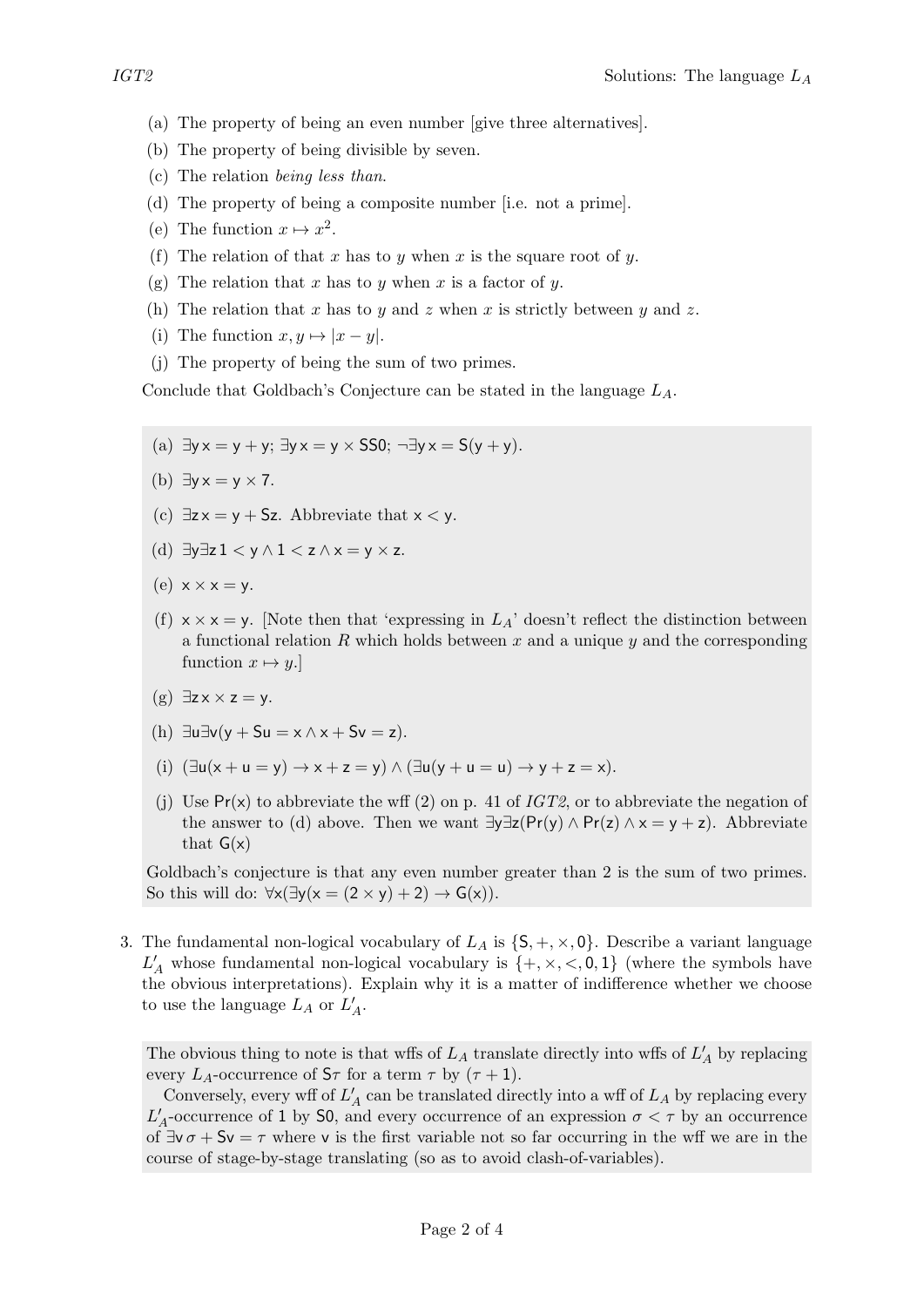(a) The property of being an even number [give three alternatives].

(b) The property of being divisible by seven.

(c) The relation *being less than*.

(d) The property of being a composite number [i.e. not a prime].

(e) The function $x \mapsto x^2$.

(f) The relation of that $x$ has to $y$ when $x$ is the square root of $y$.

(g) The relation that $x$ has to $y$ when $x$ is a factor of $y$.

(h) The relation that $x$ has to $y$ and $z$ when $x$ is strictly between $y$ and $z$.

(i) The function $x, y \mapsto |x - y|$.

(j) The property of being the sum of two primes.

Conclude that Goldbach's Conjecture can be stated in the language $L_A$.

> (a) $\exists y\, x = y + y$; $\exists y\, x = y \times SS0$; $\neg\exists y\, x = S(y + y)$.
>
> (b) $\exists y\, x = y \times 7$.
>
> (c) $\exists z\, x = y + Sz$. Abbreviate that $x < y$.
>
> (d) $\exists y \exists z\, 1 < y \wedge 1 < z \wedge x = y \times z$.
>
> (e) $x \times x = y$.
>
> (f) $x \times x = y$. [Note then that 'expressing in $L_A$' doesn't reflect the distinction between a functional relation $R$ which holds between $x$ and a unique $y$ and the corresponding function $x \mapsto y$.]
>
> (g) $\exists z\, x \times z = y$.
>
> (h) $\exists u \exists v (y + Su = x \wedge x + Sv = z)$.
>
> (i) $(\exists u(x + u = y) \to x + z = y) \wedge (\exists u(y + u = u) \to y + z = x)$.
>
> (j) Use $Pr(x)$ to abbreviate the wff (2) on p. 41 of *IGT2*, or to abbreviate the negation of the answer to (d) above. Then we want $\exists y \exists z(Pr(y) \wedge Pr(z) \wedge x = y + z)$. Abbreviate that $G(x)$
>
> Goldbach's conjecture is that any even number greater than 2 is the sum of two primes. So this will do: $\forall x(\exists y(x = (2 \times y) + 2) \to G(x))$.

3. The fundamental non-logical vocabulary of $L_A$ is $\{S, +, \times, 0\}$. Describe a variant language $L'_A$ whose fundamental non-logical vocabulary is $\{+, \times, <, 0, 1\}$ (where the symbols have the obvious interpretations). Explain why it is a matter of indifference whether we choose to use the language $L_A$ or $L'_A$.

> The obvious thing to note is that wffs of $L_A$ translate directly into wffs of $L'_A$ by replacing every $L_A$-occurrence of $S\tau$ for a term $\tau$ by $(\tau + 1)$.
>
> Conversely, every wff of $L'_A$ can be translated directly into a wff of $L_A$ by replacing every $L'_A$-occurrence of $1$ by $S0$, and every occurrence of an expression $\sigma < \tau$ by an occurrence of $\exists v\, \sigma + Sv = \tau$ where $v$ is the first variable not so far occurring in the wff we are in the course of stage-by-stage translating (so as to avoid clash-of-variables).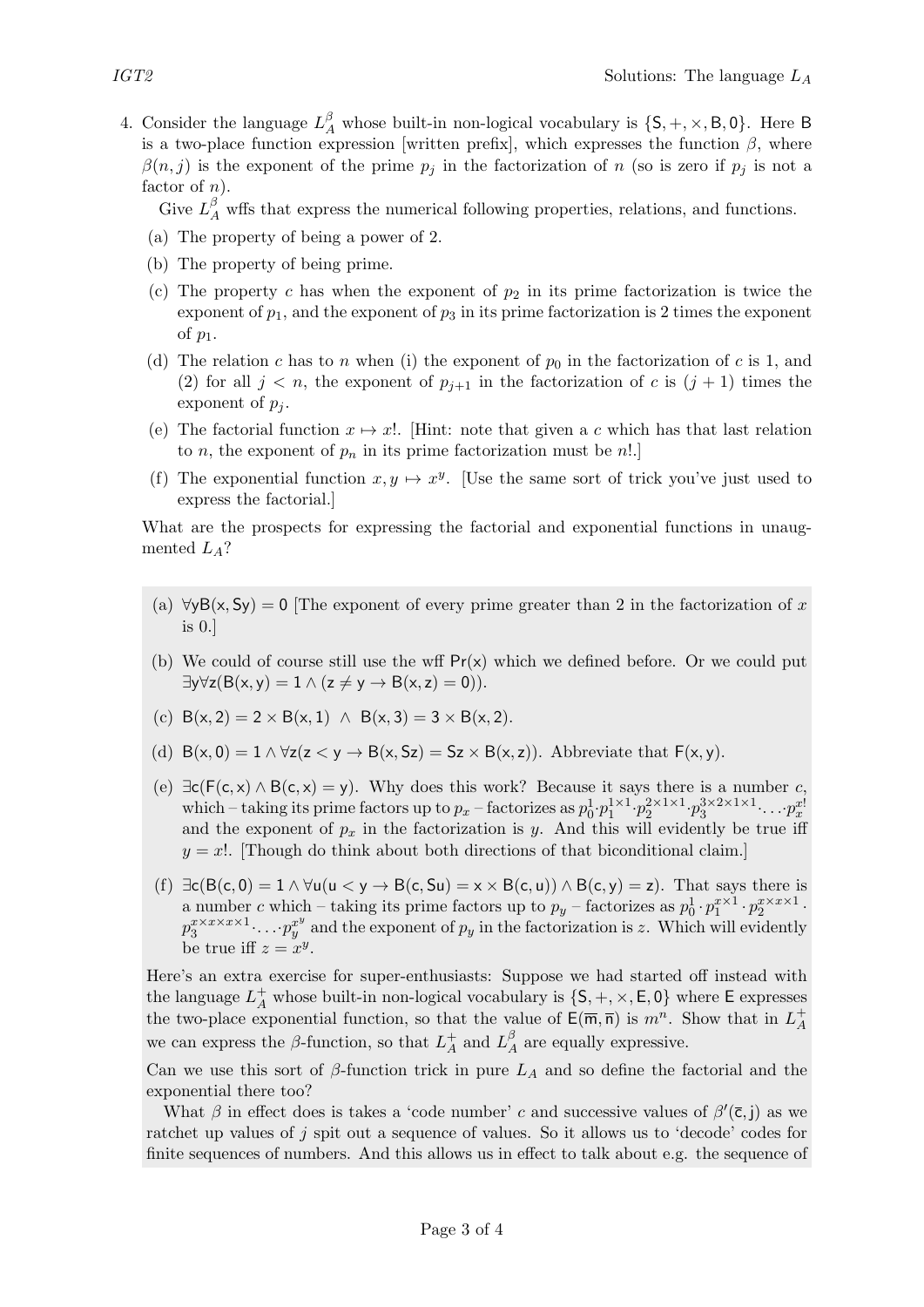4. Consider the language $L_A^\beta$ whose built-in non-logical vocabulary is $\{\mathsf{S}, +, \times, \mathsf{B}, \mathsf{0}\}$. Here $\mathsf{B}$ is a two-place function expression [written prefix], which expresses the function $\beta$, where $\beta(n, j)$ is the exponent of the prime $p_j$ in the factorization of $n$ (so is zero if $p_j$ is not a factor of $n$).

   Give $L_A^\beta$ wffs that express the numerical following properties, relations, and functions.

   (a) The property of being a power of 2.

   (b) The property of being prime.

   (c) The property $c$ has when the exponent of $p_2$ in its prime factorization is twice the exponent of $p_1$, and the exponent of $p_3$ in its prime factorization is 2 times the exponent of $p_1$.

   (d) The relation $c$ has to $n$ when (i) the exponent of $p_0$ in the factorization of $c$ is 1, and (2) for all $j < n$, the exponent of $p_{j+1}$ in the factorization of $c$ is $(j + 1)$ times the exponent of $p_j$.

   (e) The factorial function $x \mapsto x!$. [Hint: note that given a $c$ which has that last relation to $n$, the exponent of $p_n$ in its prime factorization must be $n!$.]

   (f) The exponential function $x, y \mapsto x^y$. [Use the same sort of trick you've just used to express the factorial.]

   What are the prospects for expressing the factorial and exponential functions in unaugmented $L_A$?

> (a) $\forall \mathsf{y} \mathsf{B}(\mathsf{x}, \mathsf{Sy}) = \mathsf{0}$ [The exponent of every prime greater than 2 in the factorization of $x$ is 0.]
>
> (b) We could of course still use the wff $\mathsf{Pr}(\mathsf{x})$ which we defined before. Or we could put $\exists \mathsf{y} \forall \mathsf{z}(\mathsf{B}(\mathsf{x}, \mathsf{y}) = \mathsf{1} \wedge (\mathsf{z} \neq \mathsf{y} \to \mathsf{B}(\mathsf{x}, \mathsf{z}) = \mathsf{0}))$.
>
> (c) $\mathsf{B}(\mathsf{x}, \mathsf{2}) = \mathsf{2} \times \mathsf{B}(\mathsf{x}, \mathsf{1}) \ \wedge\ \mathsf{B}(\mathsf{x}, \mathsf{3}) = \mathsf{3} \times \mathsf{B}(\mathsf{x}, \mathsf{2})$.
>
> (d) $\mathsf{B}(\mathsf{x}, \mathsf{0}) = \mathsf{1} \wedge \forall \mathsf{z}(\mathsf{z} < \mathsf{y} \to \mathsf{B}(\mathsf{x}, \mathsf{Sz}) = \mathsf{Sz} \times \mathsf{B}(\mathsf{x}, \mathsf{z}))$. Abbreviate that $\mathsf{F}(\mathsf{x}, \mathsf{y})$.
>
> (e) $\exists \mathsf{c}(\mathsf{F}(\mathsf{c}, \mathsf{x}) \wedge \mathsf{B}(\mathsf{c}, \mathsf{x}) = \mathsf{y})$. Why does this work? Because it says there is a number $c$, which – taking its prime factors up to $p_x$ – factorizes as $p_0^1 \cdot p_1^{1\times 1} \cdot p_2^{2\times 1\times 1} \cdot p_3^{3\times 2\times 1\times 1} \cdot \ldots \cdot p_x^{x!}$ and the exponent of $p_x$ in the factorization is $y$. And this will evidently be true iff $y = x!$. [Though do think about both directions of that biconditional claim.]
>
> (f) $\exists \mathsf{c}(\mathsf{B}(\mathsf{c}, \mathsf{0}) = \mathsf{1} \wedge \forall \mathsf{u}(\mathsf{u} < \mathsf{y} \to \mathsf{B}(\mathsf{c}, \mathsf{Su}) = \mathsf{x} \times \mathsf{B}(\mathsf{c}, \mathsf{u})) \wedge \mathsf{B}(\mathsf{c}, \mathsf{y}) = \mathsf{z})$. That says there is a number $c$ which – taking its prime factors up to $p_y$ – factorizes as $p_0^1 \cdot p_1^{x\times 1} \cdot p_2^{x\times x\times 1} \cdot p_3^{x\times x\times x\times 1} \cdot \ldots \cdot p_y^{x^y}$ and the exponent of $p_y$ in the factorization is $z$. Which will evidently be true iff $z = x^y$.
>
> Here's an extra exercise for super-enthusiasts: Suppose we had started off instead with the language $L_A^+$ whose built-in non-logical vocabulary is $\{\mathsf{S}, +, \times, \mathsf{E}, \mathsf{0}\}$ where $\mathsf{E}$ expresses the two-place exponential function, so that the value of $\mathsf{E}(\overline{\mathsf{m}}, \overline{\mathsf{n}})$ is $m^n$. Show that in $L_A^+$ we can express the $\beta$-function, so that $L_A^+$ and $L_A^\beta$ are equally expressive.
>
> Can we use this sort of $\beta$-function trick in pure $L_A$ and so define the factorial and the exponential there too?
>
> What $\beta$ in effect does is takes a 'code number' $c$ and successive values of $\beta'(\overline{\mathsf{c}}, \mathsf{j})$ as we ratchet up values of $j$ spit out a sequence of values. So it allows us to 'decode' codes for finite sequences of numbers. And this allows us in effect to talk about e.g. the sequence of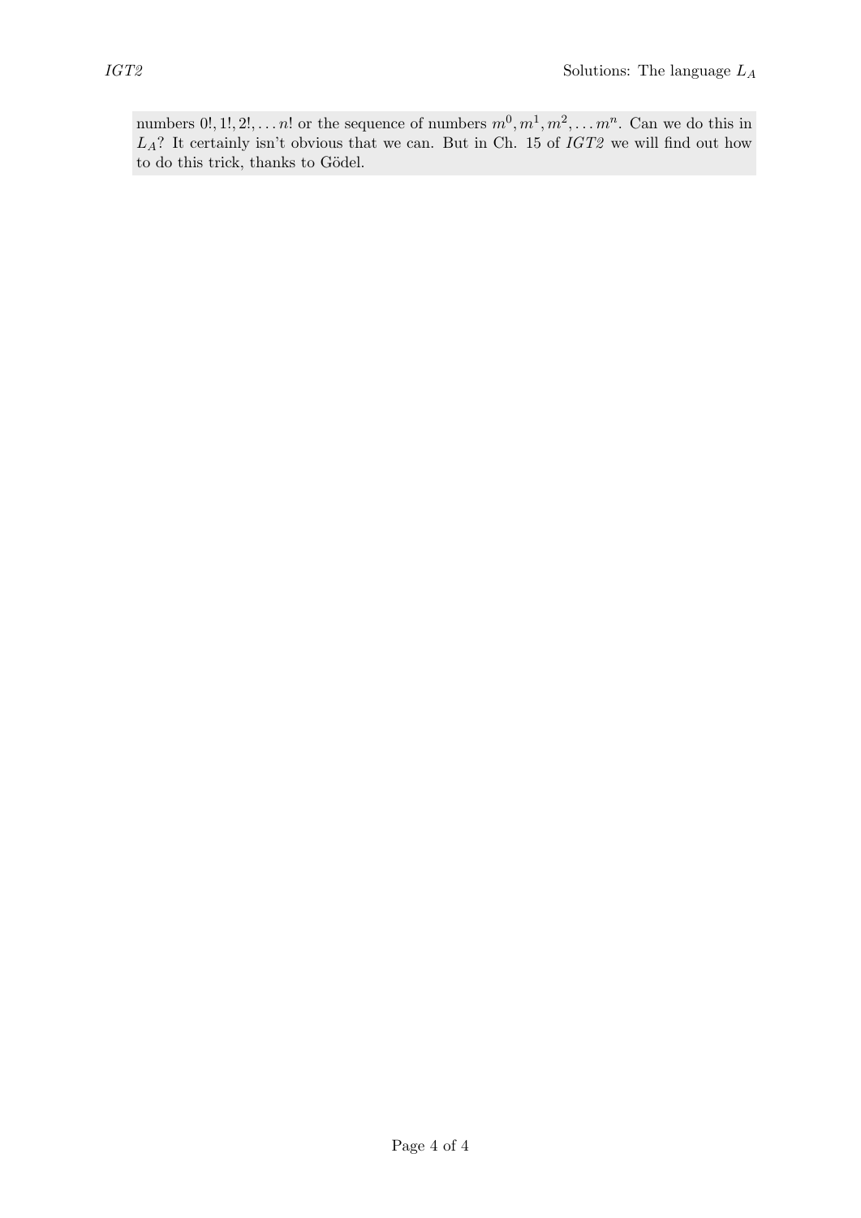numbers $0!, 1!, 2!, \ldots n!$ or the sequence of numbers $m^0, m^1, m^2, \ldots m^n$. Can we do this in $L_A$? It certainly isn't obvious that we can. But in Ch. 15 of *IGT2* we will find out how to do this trick, thanks to Gödel.